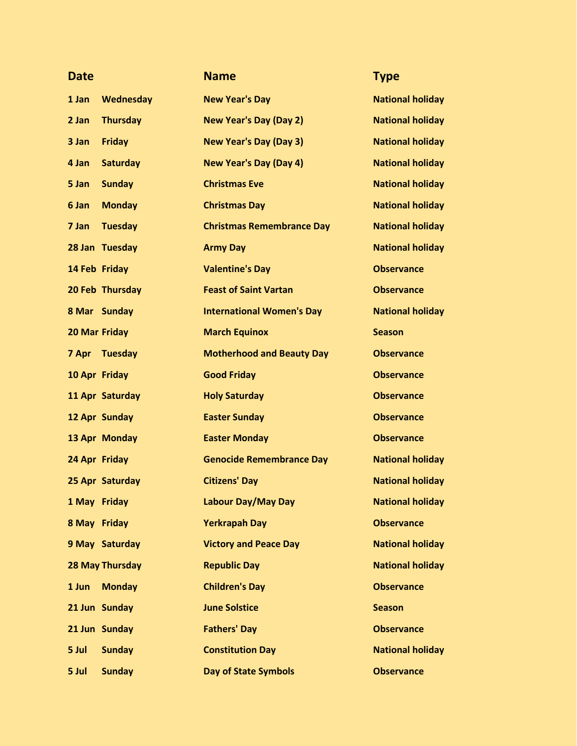| Date | | Name | Type |
|---|---|---|---|
| 1 Jan | Wednesday | New Year's Day | National holiday |
| 2 Jan | Thursday | New Year's Day (Day 2) | National holiday |
| 3 Jan | Friday | New Year's Day (Day 3) | National holiday |
| 4 Jan | Saturday | New Year's Day (Day 4) | National holiday |
| 5 Jan | Sunday | Christmas Eve | National holiday |
| 6 Jan | Monday | Christmas Day | National holiday |
| 7 Jan | Tuesday | Christmas Remembrance Day | National holiday |
| 28 Jan | Tuesday | Army Day | National holiday |
| 14 Feb | Friday | Valentine's Day | Observance |
| 20 Feb | Thursday | Feast of Saint Vartan | Observance |
| 8 Mar | Sunday | International Women's Day | National holiday |
| 20 Mar | Friday | March Equinox | Season |
| 7 Apr | Tuesday | Motherhood and Beauty Day | Observance |
| 10 Apr | Friday | Good Friday | Observance |
| 11 Apr | Saturday | Holy Saturday | Observance |
| 12 Apr | Sunday | Easter Sunday | Observance |
| 13 Apr | Monday | Easter Monday | Observance |
| 24 Apr | Friday | Genocide Remembrance Day | National holiday |
| 25 Apr | Saturday | Citizens' Day | National holiday |
| 1 May | Friday | Labour Day/May Day | National holiday |
| 8 May | Friday | Yerkrapah Day | Observance |
| 9 May | Saturday | Victory and Peace Day | National holiday |
| 28 May | Thursday | Republic Day | National holiday |
| 1 Jun | Monday | Children's Day | Observance |
| 21 Jun | Sunday | June Solstice | Season |
| 21 Jun | Sunday | Fathers' Day | Observance |
| 5 Jul | Sunday | Constitution Day | National holiday |
| 5 Jul | Sunday | Day of State Symbols | Observance |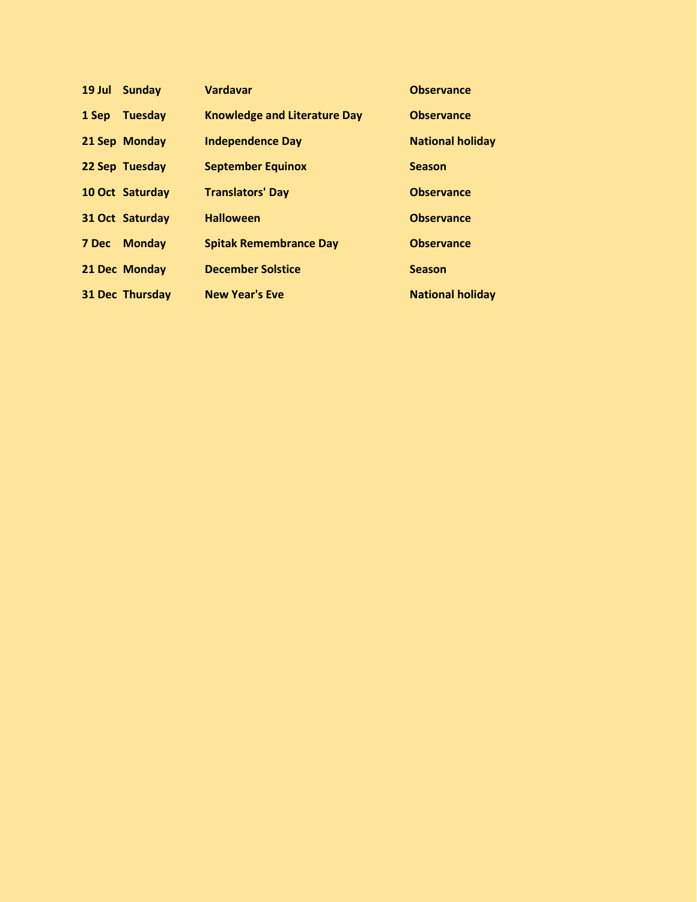| | | | |
|---|---|---|---|
| **19 Jul** | **Sunday** | **Vardavar** | **Observance** |
| **1 Sep** | **Tuesday** | **Knowledge and Literature Day** | **Observance** |
| **21 Sep** | **Monday** | **Independence Day** | **National holiday** |
| **22 Sep** | **Tuesday** | **September Equinox** | **Season** |
| **10 Oct** | **Saturday** | **Translators' Day** | **Observance** |
| **31 Oct** | **Saturday** | **Halloween** | **Observance** |
| **7 Dec** | **Monday** | **Spitak Remembrance Day** | **Observance** |
| **21 Dec** | **Monday** | **December Solstice** | **Season** |
| **31 Dec** | **Thursday** | **New Year's Eve** | **National holiday** |